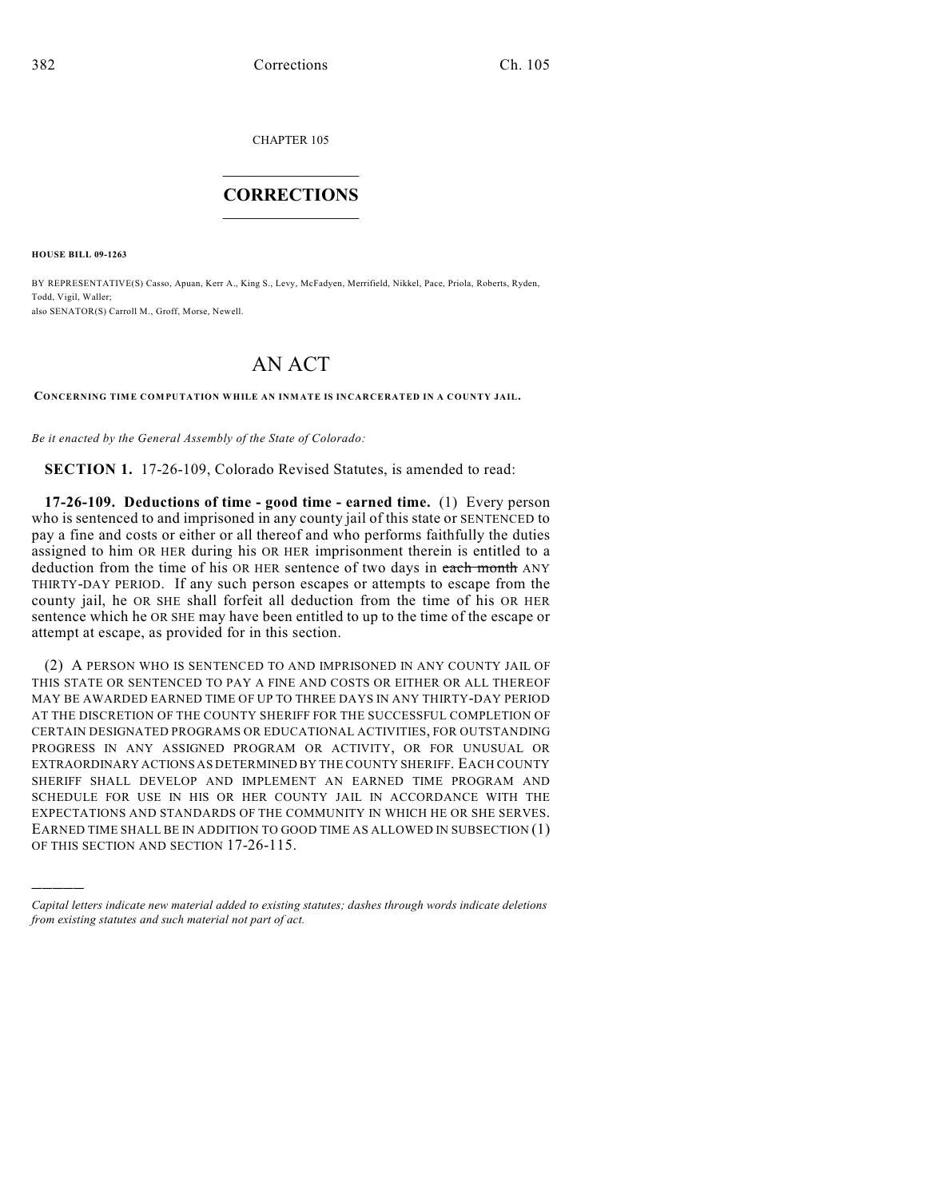CHAPTER 105

# CORRECTIONS

**HOUSE BILL 09-1263**

BY REPRESENTATIVE(S) Casso, Apuan, Kerr A., King S., Levy, McFadyen, Merrifield, Nikkel, Pace, Priola, Roberts, Ryden, Todd, Vigil, Waller;
also SENATOR(S) Carroll M., Groff, Morse, Newell.

# AN ACT

**CONCERNING TIME COMPUTATION WHILE AN INMATE IS INCARCERATED IN A COUNTY JAIL.**

*Be it enacted by the General Assembly of the State of Colorado:*

**SECTION 1.** 17-26-109, Colorado Revised Statutes, is amended to read:

**17-26-109. Deductions of time - good time - earned time.** (1) Every person who is sentenced to and imprisoned in any county jail of this state or SENTENCED to pay a fine and costs or either or all thereof and who performs faithfully the duties assigned to him OR HER during his OR HER imprisonment therein is entitled to a deduction from the time of his OR HER sentence of two days in ~~each month~~ ANY THIRTY-DAY PERIOD. If any such person escapes or attempts to escape from the county jail, he OR SHE shall forfeit all deduction from the time of his OR HER sentence which he OR SHE may have been entitled to up to the time of the escape or attempt at escape, as provided for in this section.

(2) A PERSON WHO IS SENTENCED TO AND IMPRISONED IN ANY COUNTY JAIL OF THIS STATE OR SENTENCED TO PAY A FINE AND COSTS OR EITHER OR ALL THEREOF MAY BE AWARDED EARNED TIME OF UP TO THREE DAYS IN ANY THIRTY-DAY PERIOD AT THE DISCRETION OF THE COUNTY SHERIFF FOR THE SUCCESSFUL COMPLETION OF CERTAIN DESIGNATED PROGRAMS OR EDUCATIONAL ACTIVITIES, FOR OUTSTANDING PROGRESS IN ANY ASSIGNED PROGRAM OR ACTIVITY, OR FOR UNUSUAL OR EXTRAORDINARY ACTIONS AS DETERMINED BY THE COUNTY SHERIFF. EACH COUNTY SHERIFF SHALL DEVELOP AND IMPLEMENT AN EARNED TIME PROGRAM AND SCHEDULE FOR USE IN HIS OR HER COUNTY JAIL IN ACCORDANCE WITH THE EXPECTATIONS AND STANDARDS OF THE COMMUNITY IN WHICH HE OR SHE SERVES. EARNED TIME SHALL BE IN ADDITION TO GOOD TIME AS ALLOWED IN SUBSECTION (1) OF THIS SECTION AND SECTION 17-26-115.

---

*Capital letters indicate new material added to existing statutes; dashes through words indicate deletions from existing statutes and such material not part of act.*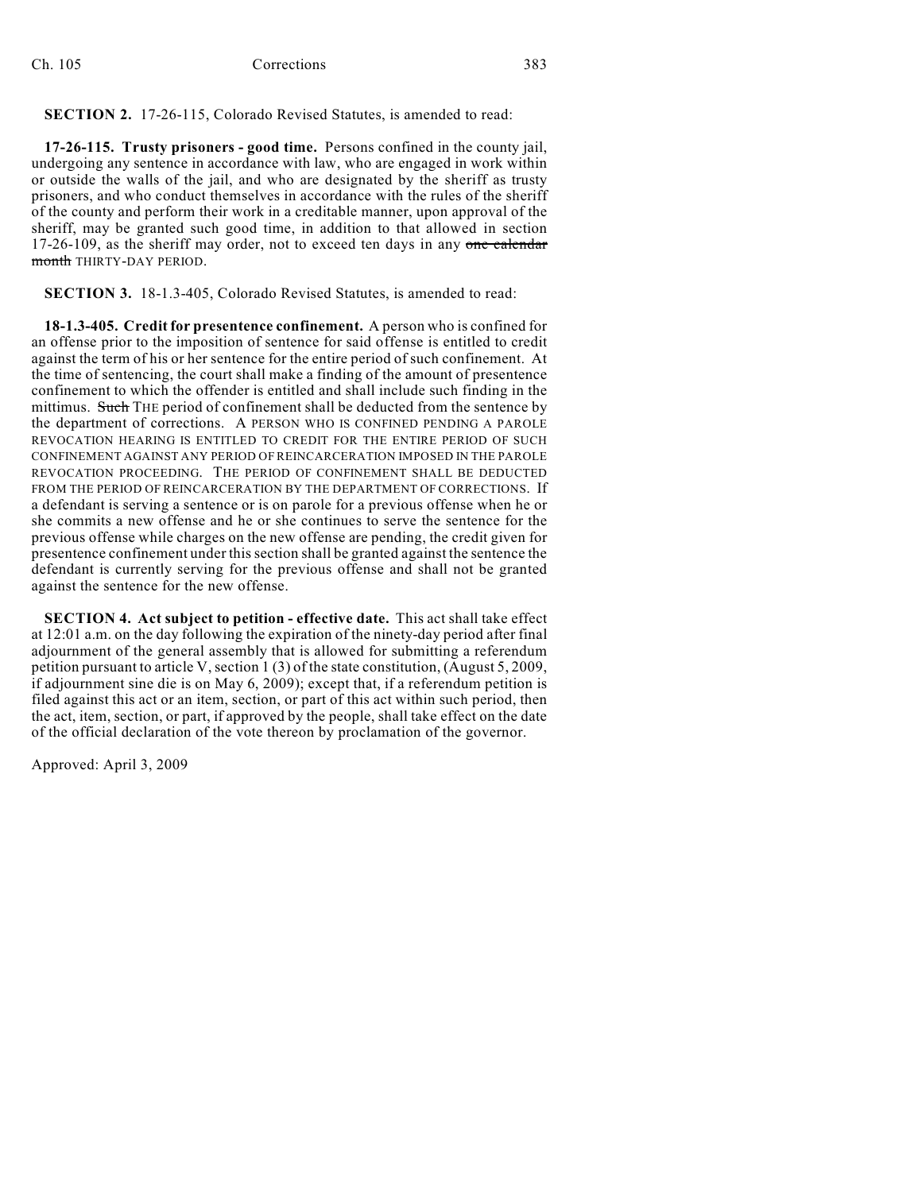**SECTION 2.** 17-26-115, Colorado Revised Statutes, is amended to read:

**17-26-115. Trusty prisoners - good time.** Persons confined in the county jail, undergoing any sentence in accordance with law, who are engaged in work within or outside the walls of the jail, and who are designated by the sheriff as trusty prisoners, and who conduct themselves in accordance with the rules of the sheriff of the county and perform their work in a creditable manner, upon approval of the sheriff, may be granted such good time, in addition to that allowed in section 17-26-109, as the sheriff may order, not to exceed ten days in any ~~one calendar month~~ THIRTY-DAY PERIOD.

**SECTION 3.** 18-1.3-405, Colorado Revised Statutes, is amended to read:

**18-1.3-405. Credit for presentence confinement.** A person who is confined for an offense prior to the imposition of sentence for said offense is entitled to credit against the term of his or her sentence for the entire period of such confinement. At the time of sentencing, the court shall make a finding of the amount of presentence confinement to which the offender is entitled and shall include such finding in the mittimus. ~~Such~~ THE period of confinement shall be deducted from the sentence by the department of corrections. A PERSON WHO IS CONFINED PENDING A PAROLE REVOCATION HEARING IS ENTITLED TO CREDIT FOR THE ENTIRE PERIOD OF SUCH CONFINEMENT AGAINST ANY PERIOD OF REINCARCERATION IMPOSED IN THE PAROLE REVOCATION PROCEEDING. THE PERIOD OF CONFINEMENT SHALL BE DEDUCTED FROM THE PERIOD OF REINCARCERATION BY THE DEPARTMENT OF CORRECTIONS. If a defendant is serving a sentence or is on parole for a previous offense when he or she commits a new offense and he or she continues to serve the sentence for the previous offense while charges on the new offense are pending, the credit given for presentence confinement under this section shall be granted against the sentence the defendant is currently serving for the previous offense and shall not be granted against the sentence for the new offense.

**SECTION 4. Act subject to petition - effective date.** This act shall take effect at 12:01 a.m. on the day following the expiration of the ninety-day period after final adjournment of the general assembly that is allowed for submitting a referendum petition pursuant to article V, section 1 (3) of the state constitution, (August 5, 2009, if adjournment sine die is on May 6, 2009); except that, if a referendum petition is filed against this act or an item, section, or part of this act within such period, then the act, item, section, or part, if approved by the people, shall take effect on the date of the official declaration of the vote thereon by proclamation of the governor.

Approved: April 3, 2009